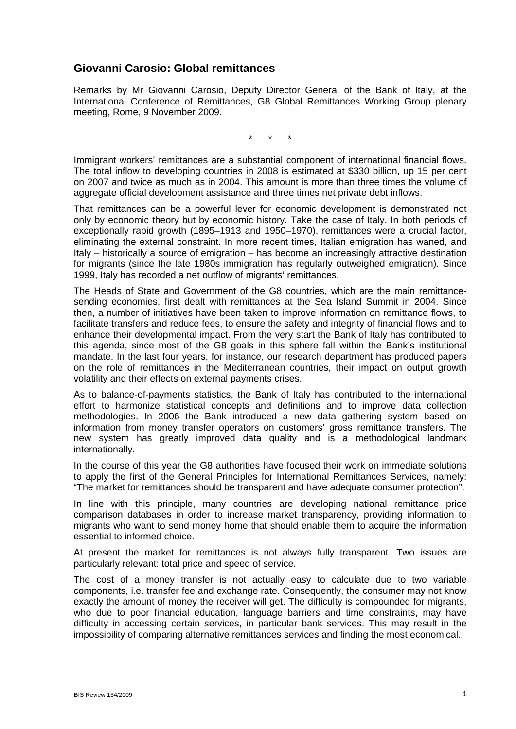## Giovanni Carosio: Global remittances

Remarks by Mr Giovanni Carosio, Deputy Director General of the Bank of Italy, at the International Conference of Remittances, G8 Global Remittances Working Group plenary meeting, Rome, 9 November 2009.

\* \* \*

Immigrant workers' remittances are a substantial component of international financial flows. The total inflow to developing countries in 2008 is estimated at $330 billion, up 15 per cent on 2007 and twice as much as in 2004. This amount is more than three times the volume of aggregate official development assistance and three times net private debt inflows.

That remittances can be a powerful lever for economic development is demonstrated not only by economic theory but by economic history. Take the case of Italy. In both periods of exceptionally rapid growth (1895–1913 and 1950–1970), remittances were a crucial factor, eliminating the external constraint. In more recent times, Italian emigration has waned, and Italy – historically a source of emigration – has become an increasingly attractive destination for migrants (since the late 1980s immigration has regularly outweighed emigration). Since 1999, Italy has recorded a net outflow of migrants' remittances.

The Heads of State and Government of the G8 countries, which are the main remittance-sending economies, first dealt with remittances at the Sea Island Summit in 2004. Since then, a number of initiatives have been taken to improve information on remittance flows, to facilitate transfers and reduce fees, to ensure the safety and integrity of financial flows and to enhance their developmental impact. From the very start the Bank of Italy has contributed to this agenda, since most of the G8 goals in this sphere fall within the Bank's institutional mandate. In the last four years, for instance, our research department has produced papers on the role of remittances in the Mediterranean countries, their impact on output growth volatility and their effects on external payments crises.

As to balance-of-payments statistics, the Bank of Italy has contributed to the international effort to harmonize statistical concepts and definitions and to improve data collection methodologies. In 2006 the Bank introduced a new data gathering system based on information from money transfer operators on customers' gross remittance transfers. The new system has greatly improved data quality and is a methodological landmark internationally.

In the course of this year the G8 authorities have focused their work on immediate solutions to apply the first of the General Principles for International Remittances Services, namely: "The market for remittances should be transparent and have adequate consumer protection".

In line with this principle, many countries are developing national remittance price comparison databases in order to increase market transparency, providing information to migrants who want to send money home that should enable them to acquire the information essential to informed choice.

At present the market for remittances is not always fully transparent. Two issues are particularly relevant: total price and speed of service.

The cost of a money transfer is not actually easy to calculate due to two variable components, i.e. transfer fee and exchange rate. Consequently, the consumer may not know exactly the amount of money the receiver will get. The difficulty is compounded for migrants, who due to poor financial education, language barriers and time constraints, may have difficulty in accessing certain services, in particular bank services. This may result in the impossibility of comparing alternative remittances services and finding the most economical.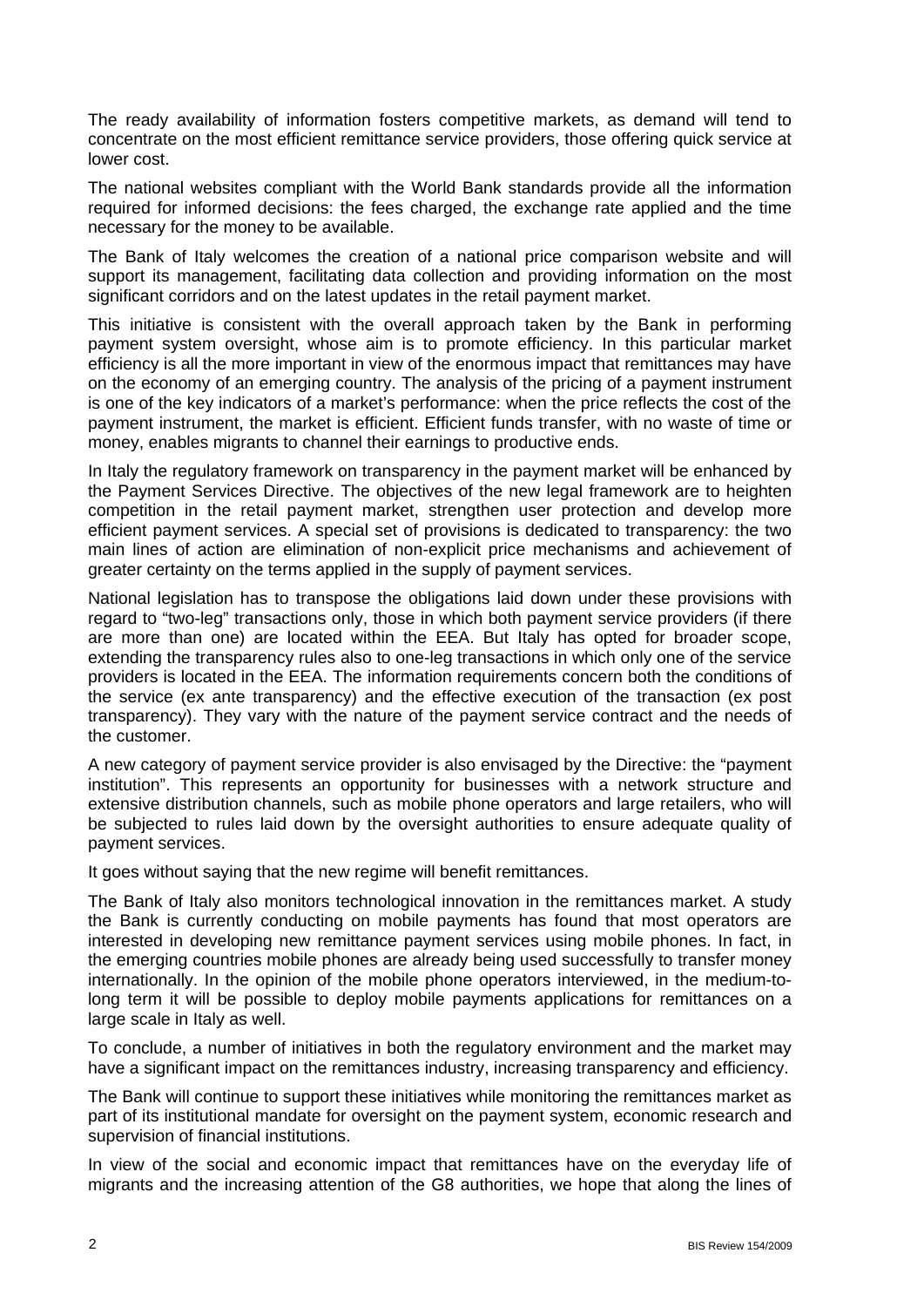The ready availability of information fosters competitive markets, as demand will tend to concentrate on the most efficient remittance service providers, those offering quick service at lower cost.

The national websites compliant with the World Bank standards provide all the information required for informed decisions: the fees charged, the exchange rate applied and the time necessary for the money to be available.

The Bank of Italy welcomes the creation of a national price comparison website and will support its management, facilitating data collection and providing information on the most significant corridors and on the latest updates in the retail payment market.

This initiative is consistent with the overall approach taken by the Bank in performing payment system oversight, whose aim is to promote efficiency. In this particular market efficiency is all the more important in view of the enormous impact that remittances may have on the economy of an emerging country. The analysis of the pricing of a payment instrument is one of the key indicators of a market's performance: when the price reflects the cost of the payment instrument, the market is efficient. Efficient funds transfer, with no waste of time or money, enables migrants to channel their earnings to productive ends.

In Italy the regulatory framework on transparency in the payment market will be enhanced by the Payment Services Directive. The objectives of the new legal framework are to heighten competition in the retail payment market, strengthen user protection and develop more efficient payment services. A special set of provisions is dedicated to transparency: the two main lines of action are elimination of non-explicit price mechanisms and achievement of greater certainty on the terms applied in the supply of payment services.

National legislation has to transpose the obligations laid down under these provisions with regard to "two-leg" transactions only, those in which both payment service providers (if there are more than one) are located within the EEA. But Italy has opted for broader scope, extending the transparency rules also to one-leg transactions in which only one of the service providers is located in the EEA. The information requirements concern both the conditions of the service (ex ante transparency) and the effective execution of the transaction (ex post transparency). They vary with the nature of the payment service contract and the needs of the customer.

A new category of payment service provider is also envisaged by the Directive: the "payment institution". This represents an opportunity for businesses with a network structure and extensive distribution channels, such as mobile phone operators and large retailers, who will be subjected to rules laid down by the oversight authorities to ensure adequate quality of payment services.

It goes without saying that the new regime will benefit remittances.

The Bank of Italy also monitors technological innovation in the remittances market. A study the Bank is currently conducting on mobile payments has found that most operators are interested in developing new remittance payment services using mobile phones. In fact, in the emerging countries mobile phones are already being used successfully to transfer money internationally. In the opinion of the mobile phone operators interviewed, in the medium-to-long term it will be possible to deploy mobile payments applications for remittances on a large scale in Italy as well.

To conclude, a number of initiatives in both the regulatory environment and the market may have a significant impact on the remittances industry, increasing transparency and efficiency.

The Bank will continue to support these initiatives while monitoring the remittances market as part of its institutional mandate for oversight on the payment system, economic research and supervision of financial institutions.

In view of the social and economic impact that remittances have on the everyday life of migrants and the increasing attention of the G8 authorities, we hope that along the lines of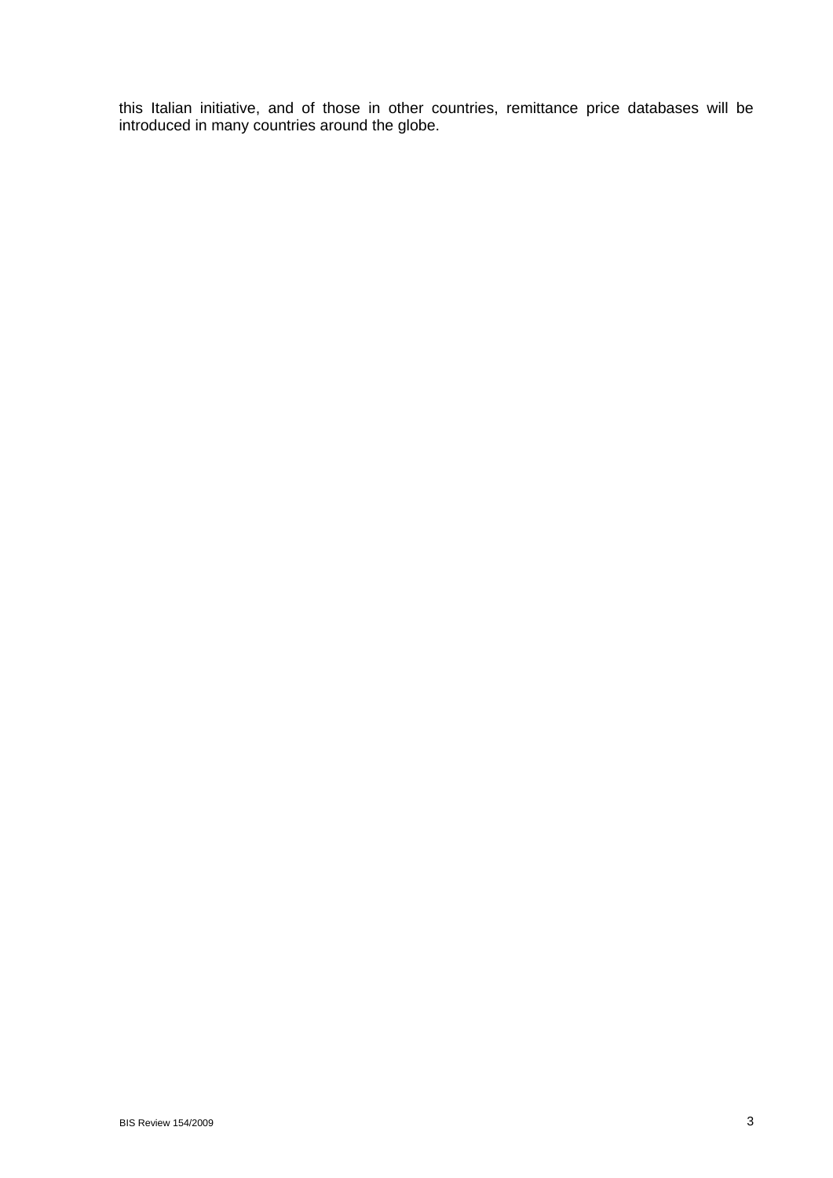this Italian initiative, and of those in other countries, remittance price databases will be introduced in many countries around the globe.